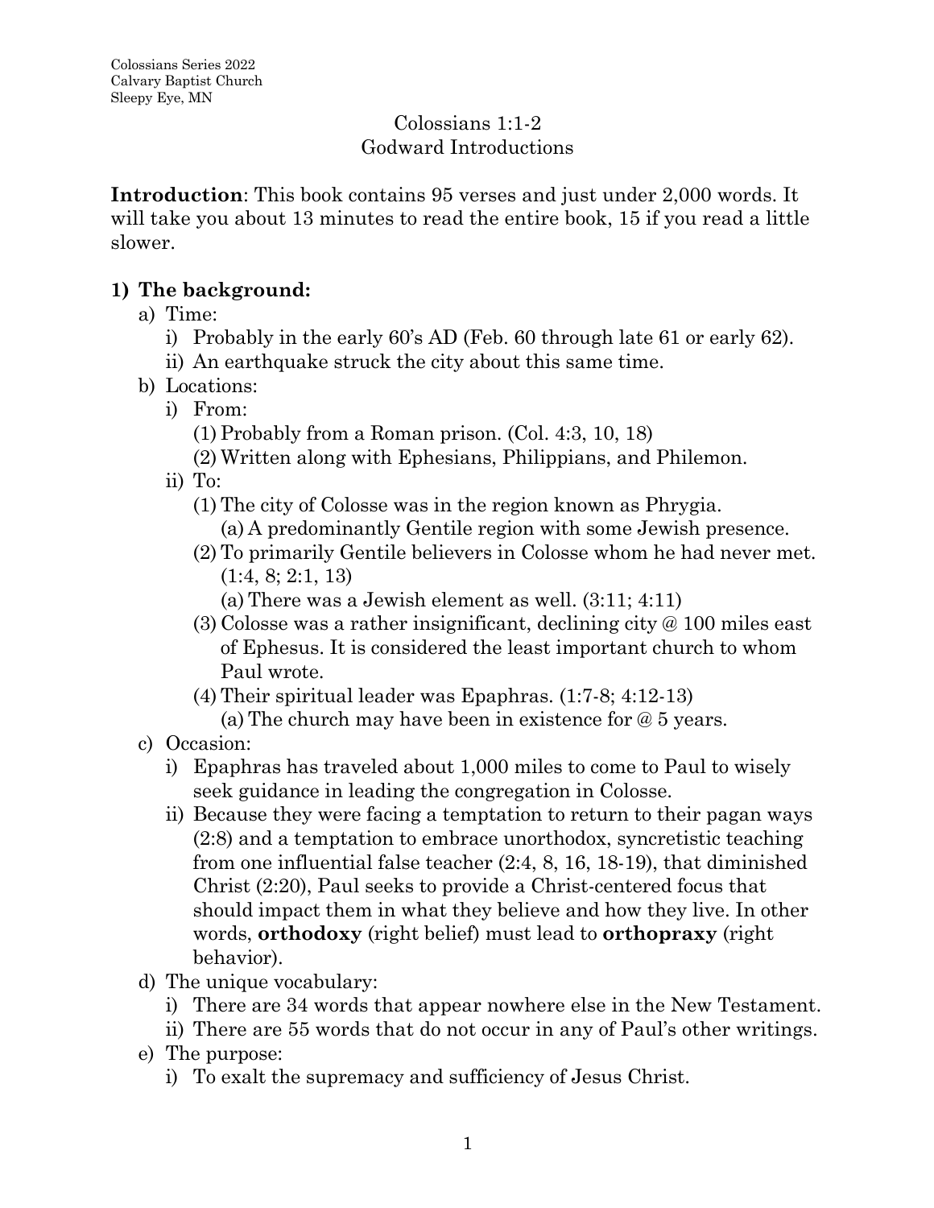Colossians Series 2022
Calvary Baptist Church
Sleepy Eye, MN

# Colossians 1:1-2
## Godward Introductions

**Introduction**: This book contains 95 verses and just under 2,000 words. It will take you about 13 minutes to read the entire book, 15 if you read a little slower.

1) **The background:**
   a) Time:
      i) Probably in the early 60's AD (Feb. 60 through late 61 or early 62).
      ii) An earthquake struck the city about this same time.
   b) Locations:
      i) From:
         (1) Probably from a Roman prison. (Col. 4:3, 10, 18)
         (2) Written along with Ephesians, Philippians, and Philemon.
      ii) To:
         (1) The city of Colosse was in the region known as Phrygia.
            (a) A predominantly Gentile region with some Jewish presence.
         (2) To primarily Gentile believers in Colosse whom he had never met. (1:4, 8; 2:1, 13)
            (a) There was a Jewish element as well. (3:11; 4:11)
         (3) Colosse was a rather insignificant, declining city @ 100 miles east of Ephesus. It is considered the least important church to whom Paul wrote.
         (4) Their spiritual leader was Epaphras. (1:7-8; 4:12-13)
            (a) The church may have been in existence for @ 5 years.
   c) Occasion:
      i) Epaphras has traveled about 1,000 miles to come to Paul to wisely seek guidance in leading the congregation in Colosse.
      ii) Because they were facing a temptation to return to their pagan ways (2:8) and a temptation to embrace unorthodox, syncretistic teaching from one influential false teacher (2:4, 8, 16, 18-19), that diminished Christ (2:20), Paul seeks to provide a Christ-centered focus that should impact them in what they believe and how they live. In other words, **orthodoxy** (right belief) must lead to **orthopraxy** (right behavior).
   d) The unique vocabulary:
      i) There are 34 words that appear nowhere else in the New Testament.
      ii) There are 55 words that do not occur in any of Paul's other writings.
   e) The purpose:
      i) To exalt the supremacy and sufficiency of Jesus Christ.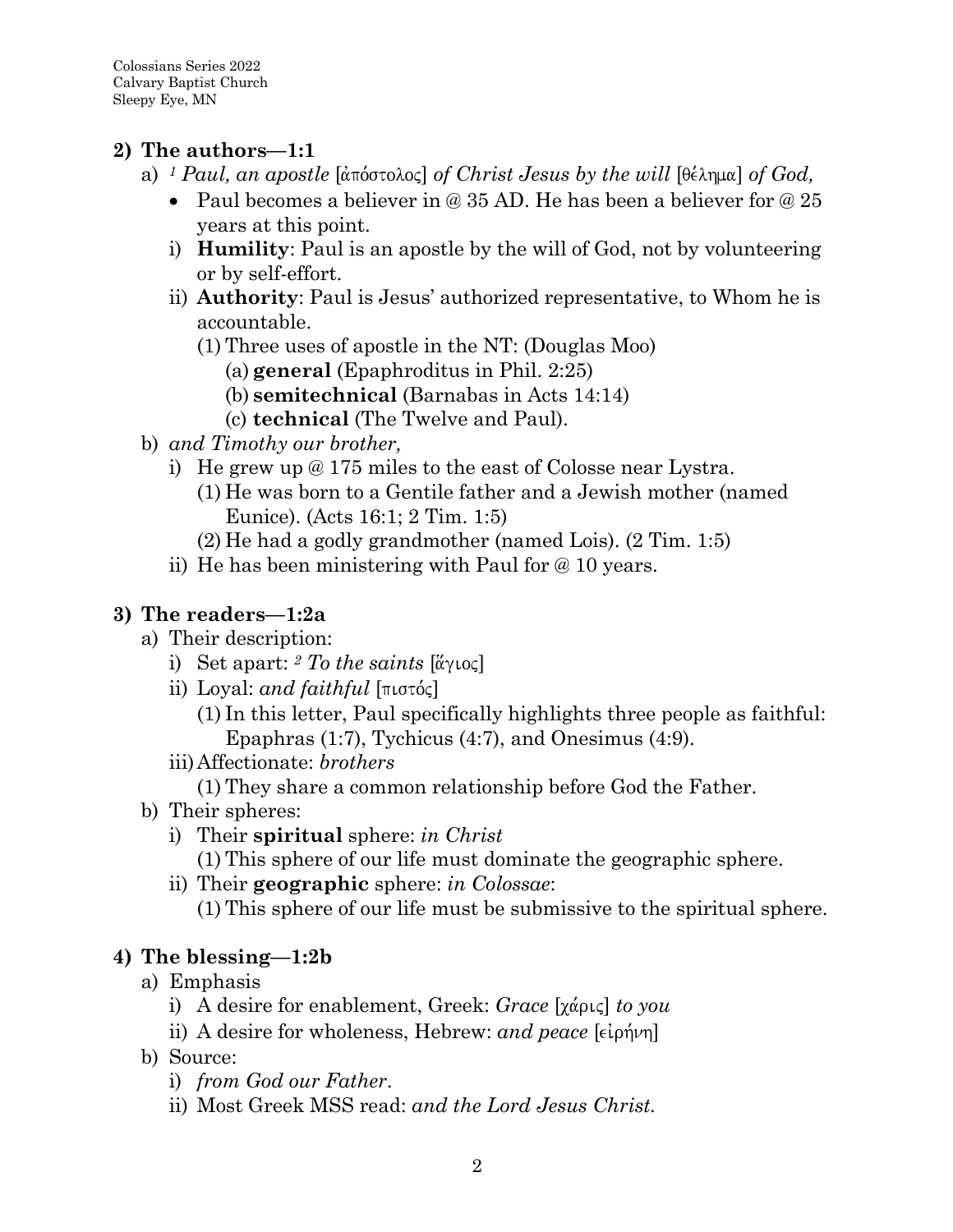## 2) The authors—1:1

a) *[1] Paul, an apostle* [ἀπόστολος] *of Christ Jesus by the will* [θέλημα] *of God,*
   - Paul becomes a believer in @ 35 AD. He has been a believer for @ 25 years at this point.
   
   i) **Humility**: Paul is an apostle by the will of God, not by volunteering or by self-effort.
   
   ii) **Authority**: Paul is Jesus' authorized representative, to Whom he is accountable.
      (1) Three uses of apostle in the NT: (Douglas Moo)
         (a) **general** (Epaphroditus in Phil. 2:25)
         (b) **semitechnical** (Barnabas in Acts 14:14)
         (c) **technical** (The Twelve and Paul).

b) *and Timothy our brother,*
   i) He grew up @ 175 miles to the east of Colosse near Lystra.
      (1) He was born to a Gentile father and a Jewish mother (named Eunice). (Acts 16:1; 2 Tim. 1:5)
      (2) He had a godly grandmother (named Lois). (2 Tim. 1:5)
   
   ii) He has been ministering with Paul for @ 10 years.

## 3) The readers—1:2a

a) Their description:
   i) Set apart: *[2] To the saints* [ἅγιος]
   
   ii) Loyal: *and faithful* [πιστός]
      (1) In this letter, Paul specifically highlights three people as faithful: Epaphras (1:7), Tychicus (4:7), and Onesimus (4:9).
   
   iii) Affectionate: *brothers*
      (1) They share a common relationship before God the Father.

b) Their spheres:
   i) Their **spiritual** sphere: *in Christ*
      (1) This sphere of our life must dominate the geographic sphere.
   
   ii) Their **geographic** sphere: *in Colossae*:
      (1) This sphere of our life must be submissive to the spiritual sphere.

## 4) The blessing—1:2b

a) Emphasis
   i) A desire for enablement, Greek: *Grace* [χάρις] *to you*
   
   ii) A desire for wholeness, Hebrew: *and peace* [εἰρήνη]

b) Source:
   i) *from God our Father*.
   
   ii) Most Greek MSS read: *and the Lord Jesus Christ.*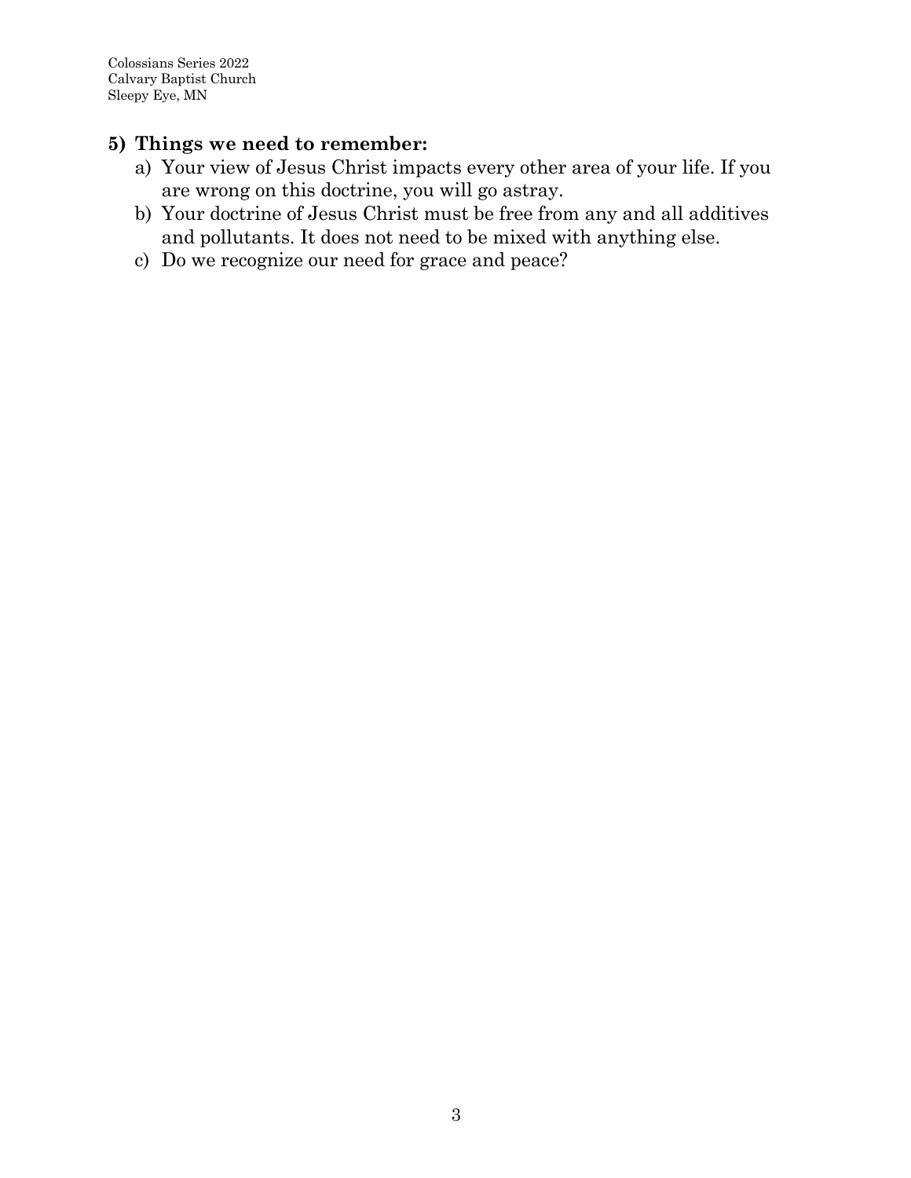**5) Things we need to remember:**

a) Your view of Jesus Christ impacts every other area of your life. If you are wrong on this doctrine, you will go astray.

b) Your doctrine of Jesus Christ must be free from any and all additives and pollutants. It does not need to be mixed with anything else.

c) Do we recognize our need for grace and peace?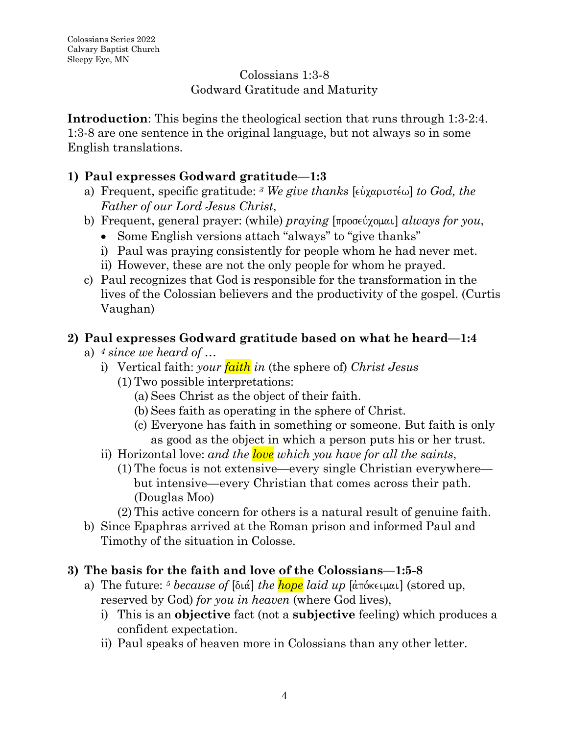Colossians Series 2022
Calvary Baptist Church
Sleepy Eye, MN

## Colossians 1:3-8
## Godward Gratitude and Maturity

**Introduction**: This begins the theological section that runs through 1:3-2:4. 1:3-8 are one sentence in the original language, but not always so in some English translations.

### 1) Paul expresses Godward gratitude—1:3

- a) Frequent, specific gratitude: *[3] We give thanks* [εὐχαριστέω] *to God, the Father of our Lord Jesus Christ*,
- b) Frequent, general prayer: (while) *praying* [προσεύχομαι] *always for you*,
  - Some English versions attach "always" to "give thanks"
  - i) Paul was praying consistently for people whom he had never met.
  - ii) However, these are not the only people for whom he prayed.
- c) Paul recognizes that God is responsible for the transformation in the lives of the Colossian believers and the productivity of the gospel. (Curtis Vaughan)

### 2) Paul expresses Godward gratitude based on what he heard—1:4

- a) *[4] since we heard of …*
  - i) Vertical faith: *your faith in* (the sphere of) *Christ Jesus*
    - (1) Two possible interpretations:
      - (a) Sees Christ as the object of their faith.
      - (b) Sees faith as operating in the sphere of Christ.
      - (c) Everyone has faith in something or someone. But faith is only as good as the object in which a person puts his or her trust.
  - ii) Horizontal love: *and the love which you have for all the saints*,
    - (1) The focus is not extensive—every single Christian everywhere—but intensive—every Christian that comes across their path. (Douglas Moo)
    - (2) This active concern for others is a natural result of genuine faith.
- b) Since Epaphras arrived at the Roman prison and informed Paul and Timothy of the situation in Colosse.

### 3) The basis for the faith and love of the Colossians—1:5-8

- a) The future: *[5] because of* [διά] *the hope laid up* [ἀπόκειμαι] (stored up, reserved by God) *for you in heaven* (where God lives),
  - i) This is an **objective** fact (not a **subjective** feeling) which produces a confident expectation.
  - ii) Paul speaks of heaven more in Colossians than any other letter.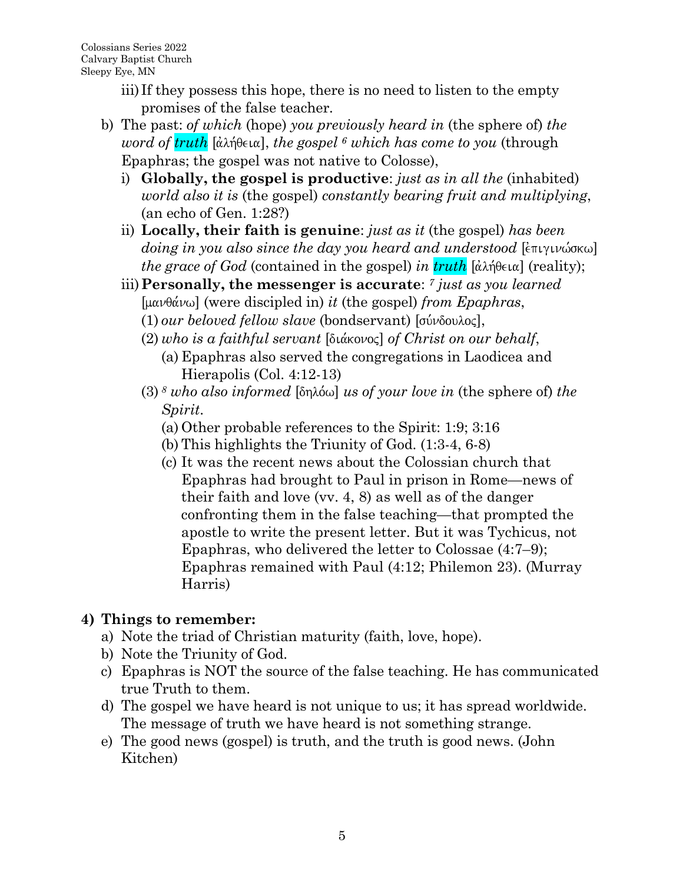iii) If they possess this hope, there is no need to listen to the empty promises of the false teacher.

   b) The past: *of which* (hope) *you previously heard in* (the sphere of) *the word of truth* [ἀλήθεια], *the gospel* [6] *which has come to you* (through Epaphras; the gospel was not native to Colosse),

      i) **Globally, the gospel is productive**: *just as in all the* (inhabited) *world also it is* (the gospel) *constantly bearing fruit and multiplying*, (an echo of Gen. 1:28?)

      ii) **Locally, their faith is genuine**: *just as it* (the gospel) *has been doing in you also since the day you heard and understood* [ἐπιγινώσκω] *the grace of God* (contained in the gospel) *in truth* [ἀλήθεια] (reality);

      iii) **Personally, the messenger is accurate**: [7] *just as you learned* [μανθάνω] (were discipled in) *it* (the gospel) *from Epaphras*,

         (1) *our beloved fellow slave* (bondservant) [σύνδουλος],

         (2) *who is a faithful servant* [διάκονος] *of Christ on our behalf*,

            (a) Epaphras also served the congregations in Laodicea and Hierapolis (Col. 4:12-13)

         (3) [8] *who also informed* [δηλόω] *us of your love in* (the sphere of) *the Spirit*.

            (a) Other probable references to the Spirit: 1:9; 3:16

            (b) This highlights the Triunity of God. (1:3-4, 6-8)

            (c) It was the recent news about the Colossian church that Epaphras had brought to Paul in prison in Rome—news of their faith and love (vv. 4, 8) as well as of the danger confronting them in the false teaching—that prompted the apostle to write the present letter. But it was Tychicus, not Epaphras, who delivered the letter to Colossae (4:7–9); Epaphras remained with Paul (4:12; Philemon 23). (Murray Harris)

**4) Things to remember:**

   a) Note the triad of Christian maturity (faith, love, hope).

   b) Note the Triunity of God.

   c) Epaphras is NOT the source of the false teaching. He has communicated true Truth to them.

   d) The gospel we have heard is not unique to us; it has spread worldwide. The message of truth we have heard is not something strange.

   e) The good news (gospel) is truth, and the truth is good news. (John Kitchen)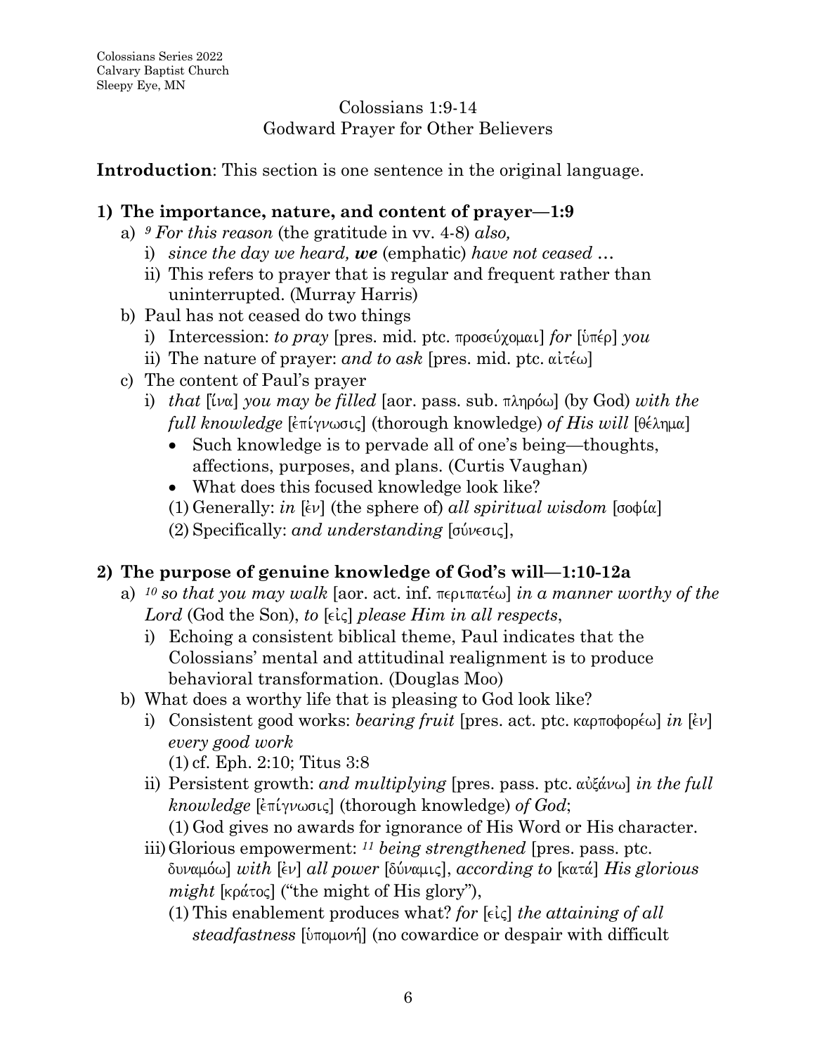Colossians Series 2022
Calvary Baptist Church
Sleepy Eye, MN

## Colossians 1:9-14
## Godward Prayer for Other Believers

**Introduction**: This section is one sentence in the original language.

### 1) The importance, nature, and content of prayer—1:9

- a) [9] *For this reason* (the gratitude in vv. 4-8) *also,*
  - i) *since the day we heard,* ***we*** (emphatic) *have not ceased …*
  - ii) This refers to prayer that is regular and frequent rather than uninterrupted. (Murray Harris)
- b) Paul has not ceased do two things
  - i) Intercession: *to pray* [pres. mid. ptc. προσεύχομαι] *for* [ὑπέρ] *you*
  - ii) The nature of prayer: *and to ask* [pres. mid. ptc. αἰτέω]
- c) The content of Paul's prayer
  - i) *that* [ἵνα] *you may be filled* [aor. pass. sub. πληρόω] (by God) *with the full knowledge* [ἐπίγνωσις] (thorough knowledge) *of His will* [θέλημα]
    - Such knowledge is to pervade all of one's being—thoughts, affections, purposes, and plans. (Curtis Vaughan)
    - What does this focused knowledge look like?
    - (1) Generally: *in* [ἐν] (the sphere of) *all spiritual wisdom* [σοφία]
    - (2) Specifically: *and understanding* [σύνεσις],

### 2) The purpose of genuine knowledge of God's will—1:10-12a

- a) [10] *so that you may walk* [aor. act. inf. περιπατέω] *in a manner worthy of the Lord* (God the Son), *to* [εἰς] *please Him in all respects*,
  - i) Echoing a consistent biblical theme, Paul indicates that the Colossians' mental and attitudinal realignment is to produce behavioral transformation. (Douglas Moo)
- b) What does a worthy life that is pleasing to God look like?
  - i) Consistent good works: *bearing fruit* [pres. act. ptc. καρποφορέω] *in* [ἐν] *every good work*
    - (1) cf. Eph. 2:10; Titus 3:8
  - ii) Persistent growth: *and multiplying* [pres. pass. ptc. αὐξάνω] *in the full knowledge* [ἐπίγνωσις] (thorough knowledge) *of God*;
    - (1) God gives no awards for ignorance of His Word or His character.
  - iii) Glorious empowerment: [11] *being strengthened* [pres. pass. ptc. δυναμόω] *with* [ἐν] *all power* [δύναμις], *according to* [κατά] *His glorious might* [κράτος] ("the might of His glory"),
    - (1) This enablement produces what? *for* [εἰς] *the attaining of all steadfastness* [ὑπομονή] (no cowardice or despair with difficult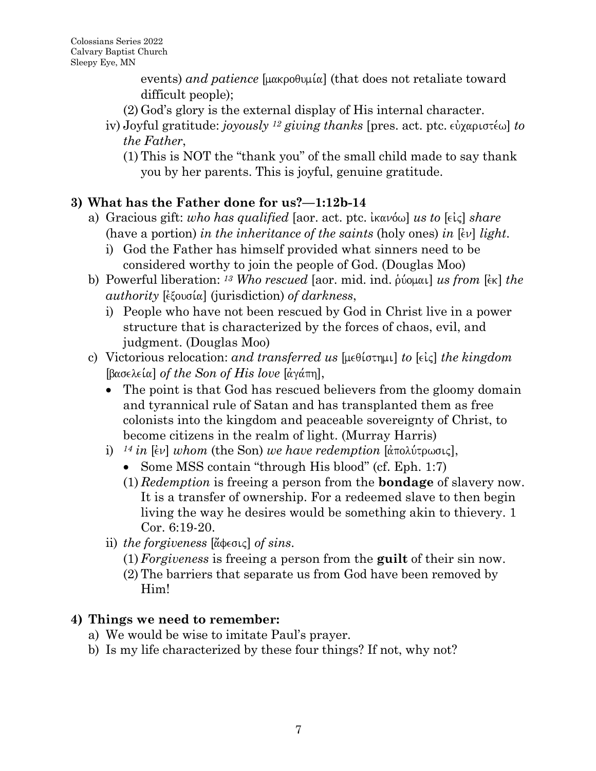events) *and patience* [μακροθυμία] (that does not retaliate toward difficult people);

    (2) God's glory is the external display of His internal character.

  iv) Joyful gratitude: *joyously* [12] *giving thanks* [pres. act. ptc. εὐχαριστέω] *to the Father*,

    (1) This is NOT the "thank you" of the small child made to say thank you by her parents. This is joyful, genuine gratitude.

## 3) What has the Father done for us?—1:12b-14

a) Gracious gift: *who has qualified* [aor. act. ptc. ἱκανόω] *us to* [εἰς] *share* (have a portion) *in the inheritance of the saints* (holy ones) *in* [ἐν] *light*.

  i) God the Father has himself provided what sinners need to be considered worthy to join the people of God. (Douglas Moo)

b) Powerful liberation: [13] *Who rescued* [aor. mid. ind. ῥύομαι] *us from* [ἐκ] *the authority* [ἐξουσία] (jurisdiction) *of darkness*,

  i) People who have not been rescued by God in Christ live in a power structure that is characterized by the forces of chaos, evil, and judgment. (Douglas Moo)

c) Victorious relocation: *and transferred us* [μεθίστημι] *to* [εἰς] *the kingdom* [βασελεία] *of the Son of His love* [ἀγάπη],

  - The point is that God has rescued believers from the gloomy domain and tyrannical rule of Satan and has transplanted them as free colonists into the kingdom and peaceable sovereignty of Christ, to become citizens in the realm of light. (Murray Harris)

  i) [14] *in* [ἐν] *whom* (the Son) *we have redemption* [ἀπολύτρωσις],

    - Some MSS contain "through His blood" (cf. Eph. 1:7)

    (1) *Redemption* is freeing a person from the **bondage** of slavery now. It is a transfer of ownership. For a redeemed slave to then begin living the way he desires would be something akin to thievery. 1 Cor. 6:19-20.

  ii) *the forgiveness* [ἄφεσις] *of sins*.

    (1) *Forgiveness* is freeing a person from the **guilt** of their sin now.

    (2) The barriers that separate us from God have been removed by Him!

## 4) Things we need to remember:

a) We would be wise to imitate Paul's prayer.

b) Is my life characterized by these four things? If not, why not?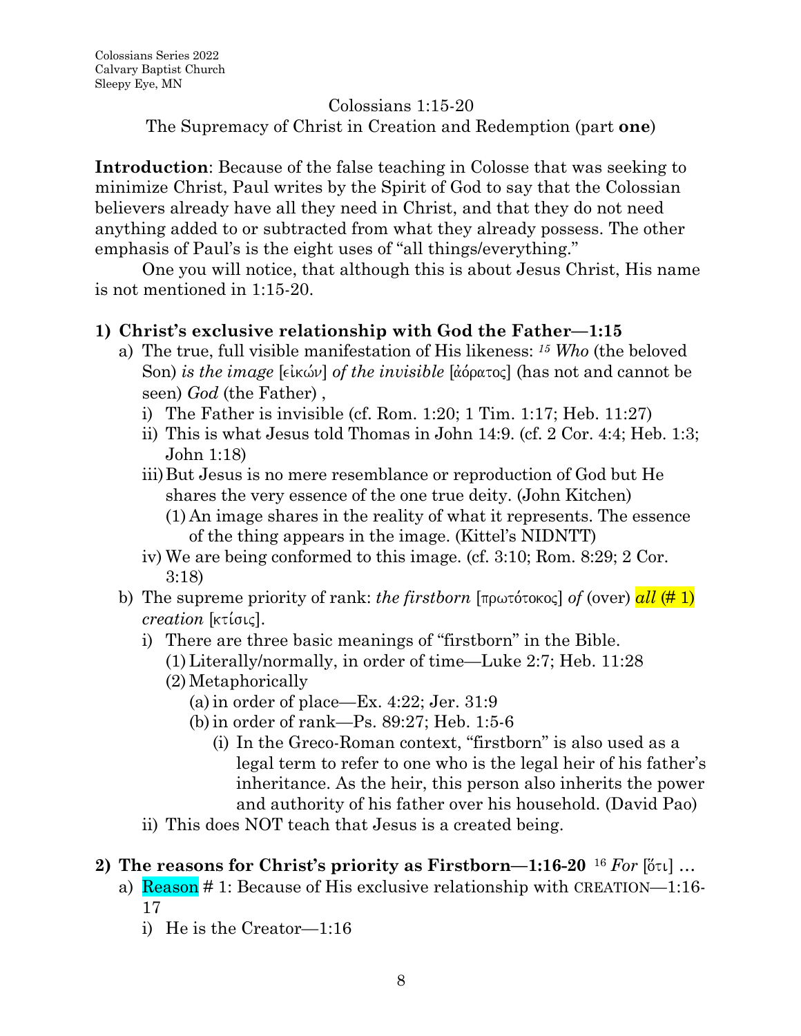Colossians Series 2022
Calvary Baptist Church
Sleepy Eye, MN

Colossians 1:15-20
The Supremacy of Christ in Creation and Redemption (part **one**)

**Introduction**: Because of the false teaching in Colosse that was seeking to minimize Christ, Paul writes by the Spirit of God to say that the Colossian believers already have all they need in Christ, and that they do not need anything added to or subtracted from what they already possess. The other emphasis of Paul's is the eight uses of "all things/everything."

One you will notice, that although this is about Jesus Christ, His name is not mentioned in 1:15-20.

**1) Christ's exclusive relationship with God the Father—1:15**

- a) The true, full visible manifestation of His likeness: *15 Who* (the beloved Son) *is the image* [εἰκών] *of the invisible* [ἀόρατος] (has not and cannot be seen) *God* (the Father) ,
  - i) The Father is invisible (cf. Rom. 1:20; 1 Tim. 1:17; Heb. 11:27)
  - ii) This is what Jesus told Thomas in John 14:9. (cf. 2 Cor. 4:4; Heb. 1:3; John 1:18)
  - iii) But Jesus is no mere resemblance or reproduction of God but He shares the very essence of the one true deity. (John Kitchen)
    - (1) An image shares in the reality of what it represents. The essence of the thing appears in the image. (Kittel's NIDNTT)
  - iv) We are being conformed to this image. (cf. 3:10; Rom. 8:29; 2 Cor. 3:18)
- b) The supreme priority of rank: *the firstborn* [πρωτότοκος] *of* (over) *all* (# 1) *creation* [κτίσις].
  - i) There are three basic meanings of "firstborn" in the Bible.
    - (1) Literally/normally, in order of time—Luke 2:7; Heb. 11:28
    - (2) Metaphorically
      - (a) in order of place—Ex. 4:22; Jer. 31:9
      - (b) in order of rank—Ps. 89:27; Heb. 1:5-6
        - (i) In the Greco-Roman context, "firstborn" is also used as a legal term to refer to one who is the legal heir of his father's inheritance. As the heir, this person also inherits the power and authority of his father over his household. (David Pao)
  - ii) This does NOT teach that Jesus is a created being.

**2) The reasons for Christ's priority as Firstborn—1:16-20** 16 *For* [ὅτι] …

- a) Reason # 1: Because of His exclusive relationship with CREATION—1:16-17
  - i) He is the Creator—1:16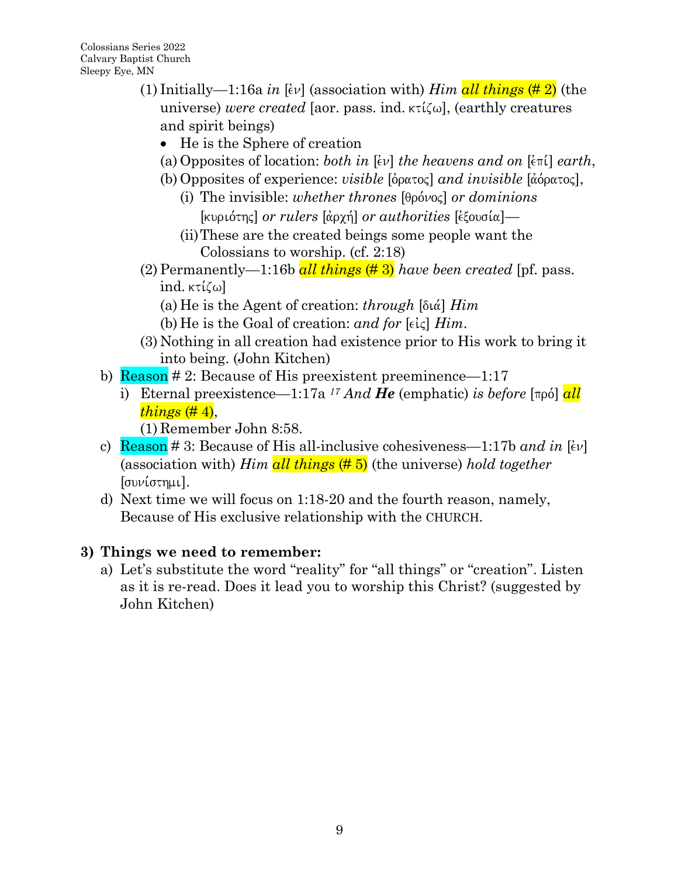(1) Initially—1:16a *in* [ἐν] (association with) *Him* *all things* (# 2) (the universe) *were created* [aor. pass. ind. κτίζω], (earthly creatures and spirit beings)

- He is the Sphere of creation

(a) Opposites of location: *both in* [ἐν] *the heavens and on* [ἐπί] *earth*,

(b) Opposites of experience: *visible* [ὁρατος] *and invisible* [ἀόρατος],

(i) The invisible: *whether thrones* [θρόνος] *or dominions* [κυριότης] *or rulers* [ἀρχή] *or authorities* [ἐξουσία]—

(ii) These are the created beings some people want the Colossians to worship. (cf. 2:18)

(2) Permanently—1:16b *all things* (# 3) *have been created* [pf. pass. ind. κτίζω]

(a) He is the Agent of creation: *through* [διά] *Him*

(b) He is the Goal of creation: *and for* [εἰς] *Him*.

(3) Nothing in all creation had existence prior to His work to bring it into being. (John Kitchen)

b) Reason # 2: Because of His preexistent preeminence—1:17

i) Eternal preexistence—1:17a [17] *And* ***He*** (emphatic) *is before* [πρό] *all things* (# 4),

(1) Remember John 8:58.

c) Reason # 3: Because of His all-inclusive cohesiveness—1:17b *and in* [ἐν] (association with) *Him* *all things* (# 5) (the universe) *hold together* [συνίστημι].

d) Next time we will focus on 1:18-20 and the fourth reason, namely, Because of His exclusive relationship with the CHURCH.

**3) Things we need to remember:**

a) Let's substitute the word "reality" for "all things" or "creation". Listen as it is re-read. Does it lead you to worship this Christ? (suggested by John Kitchen)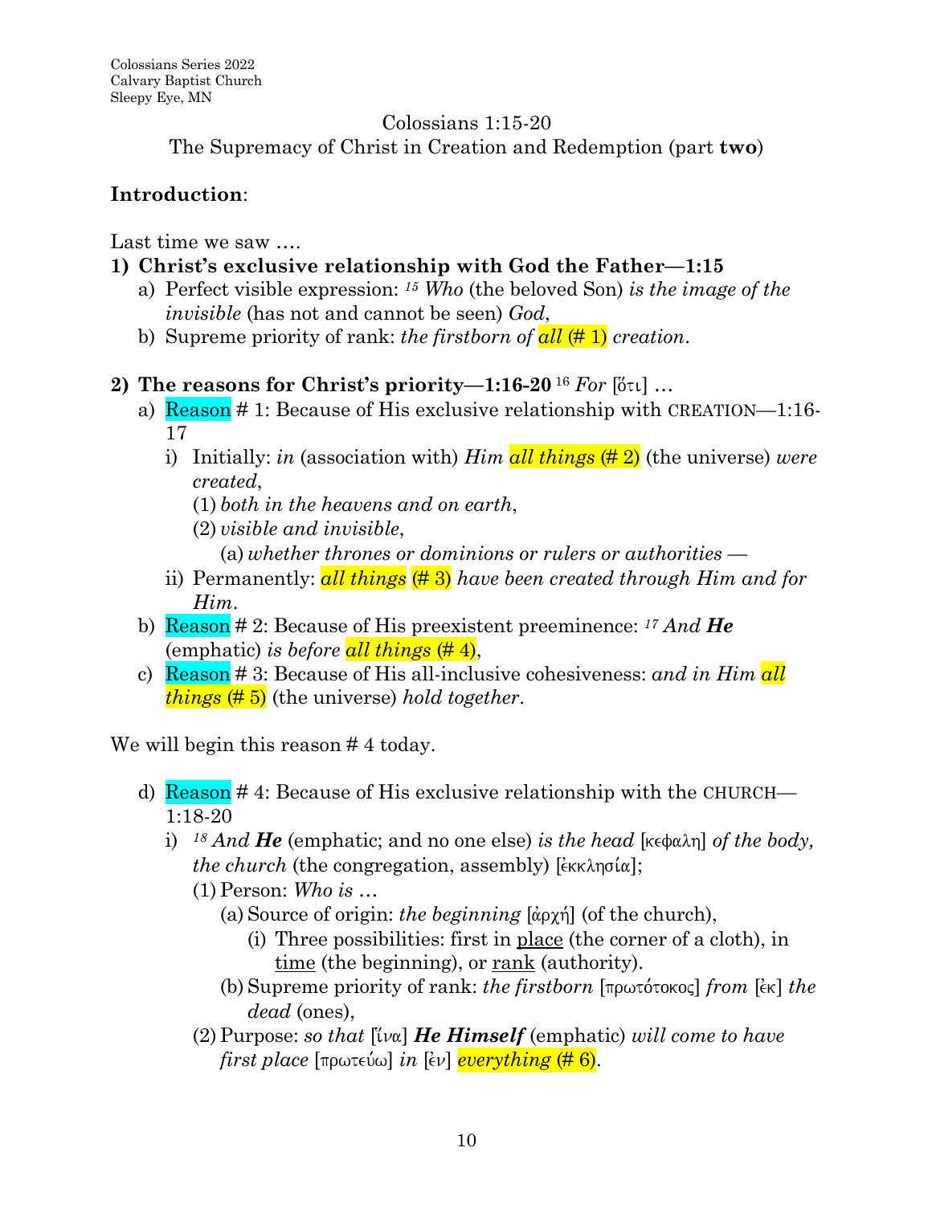Colossians Series 2022
Calvary Baptist Church
Sleepy Eye, MN

Colossians 1:15-20
The Supremacy of Christ in Creation and Redemption (part **two**)

**Introduction**:

Last time we saw ….

1) **Christ's exclusive relationship with God the Father—1:15**
   a) Perfect visible expression: *15 Who* (the beloved Son) *is the image of the invisible* (has not and cannot be seen) *God*,
   b) Supreme priority of rank: *the firstborn of all* (# 1) *creation*.

2) **The reasons for Christ's priority—1:16-20** *16 For* [ὅτι] …
   a) Reason # 1: Because of His exclusive relationship with CREATION—1:16-17
      i) Initially: *in* (association with) *Him all things* (# 2) (the universe) *were created*,
         (1) *both in the heavens and on earth*,
         (2) *visible and invisible*,
            (a) *whether thrones or dominions or rulers or authorities* —
      ii) Permanently: *all things* (# 3) *have been created through Him and for Him*.
   b) Reason # 2: Because of His preexistent preeminence: *17 And **He*** (emphatic) *is before all things* (# 4),
   c) Reason # 3: Because of His all-inclusive cohesiveness: *and in Him all things* (# 5) (the universe) *hold together*.

We will begin this reason # 4 today.

   d) Reason # 4: Because of His exclusive relationship with the CHURCH—1:18-20
      i) *18 And **He*** (emphatic; and no one else) *is the head* [κεφαλη] *of the body, the church* (the congregation, assembly) [ἐκκλησία];
         (1) Person: *Who is* …
            (a) Source of origin: *the beginning* [ἀρχή] (of the church),
               (i) Three possibilities: first in place (the corner of a cloth), in time (the beginning), or rank (authority).
            (b) Supreme priority of rank: *the firstborn* [πρωτότοκος] *from* [ἐκ] *the dead* (ones),
         (2) Purpose: *so that* [ἵνα] ***He Himself*** (emphatic) *will come to have first place* [πρωτεύω] *in* [ἐν] *everything* (# 6).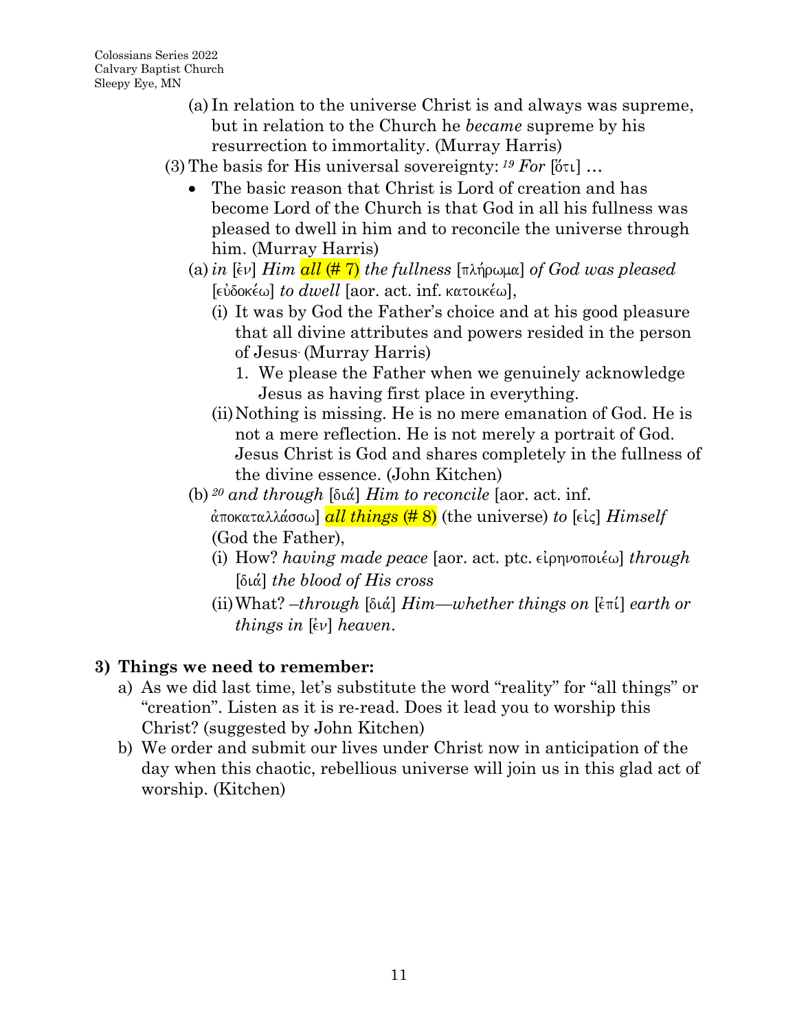(a) In relation to the universe Christ is and always was supreme, but in relation to the Church he *became* supreme by his resurrection to immortality. (Murray Harris)

(3) The basis for His universal sovereignty: [19] ***For*** [ὅτι] …

- The basic reason that Christ is Lord of creation and has become Lord of the Church is that God in all his fullness was pleased to dwell in him and to reconcile the universe through him. (Murray Harris)

(a) *in* [ἐν] *Him* ***all*** **(# 7)** *the fullness* [πλήρωμα] *of God was pleased* [εὐδοκέω] *to dwell* [aor. act. inf. κατοικέω],

(i) It was by God the Father's choice and at his good pleasure that all divine attributes and powers resided in the person of Jesus. (Murray Harris)

1. We please the Father when we genuinely acknowledge Jesus as having first place in everything.

(ii) Nothing is missing. He is no mere emanation of God. He is not a mere reflection. He is not merely a portrait of God. Jesus Christ is God and shares completely in the fullness of the divine essence. (John Kitchen)

(b) [20] *and through* [διά] *Him to reconcile* [aor. act. inf. ἀποκαταλλάσσω] ***all things*** **(# 8)** (the universe) *to* [εἰς] *Himself* (God the Father),

(i) How? *having made peace* [aor. act. ptc. εἰρηνοποιέω] *through* [διά] *the blood of His cross*

(ii) What? *–through* [διά] *Him—whether things on* [ἐπί] *earth or things in* [ἐν] *heaven.*

## 3) Things we need to remember:

a) As we did last time, let's substitute the word "reality" for "all things" or "creation". Listen as it is re-read. Does it lead you to worship this Christ? (suggested by John Kitchen)

b) We order and submit our lives under Christ now in anticipation of the day when this chaotic, rebellious universe will join us in this glad act of worship. (Kitchen)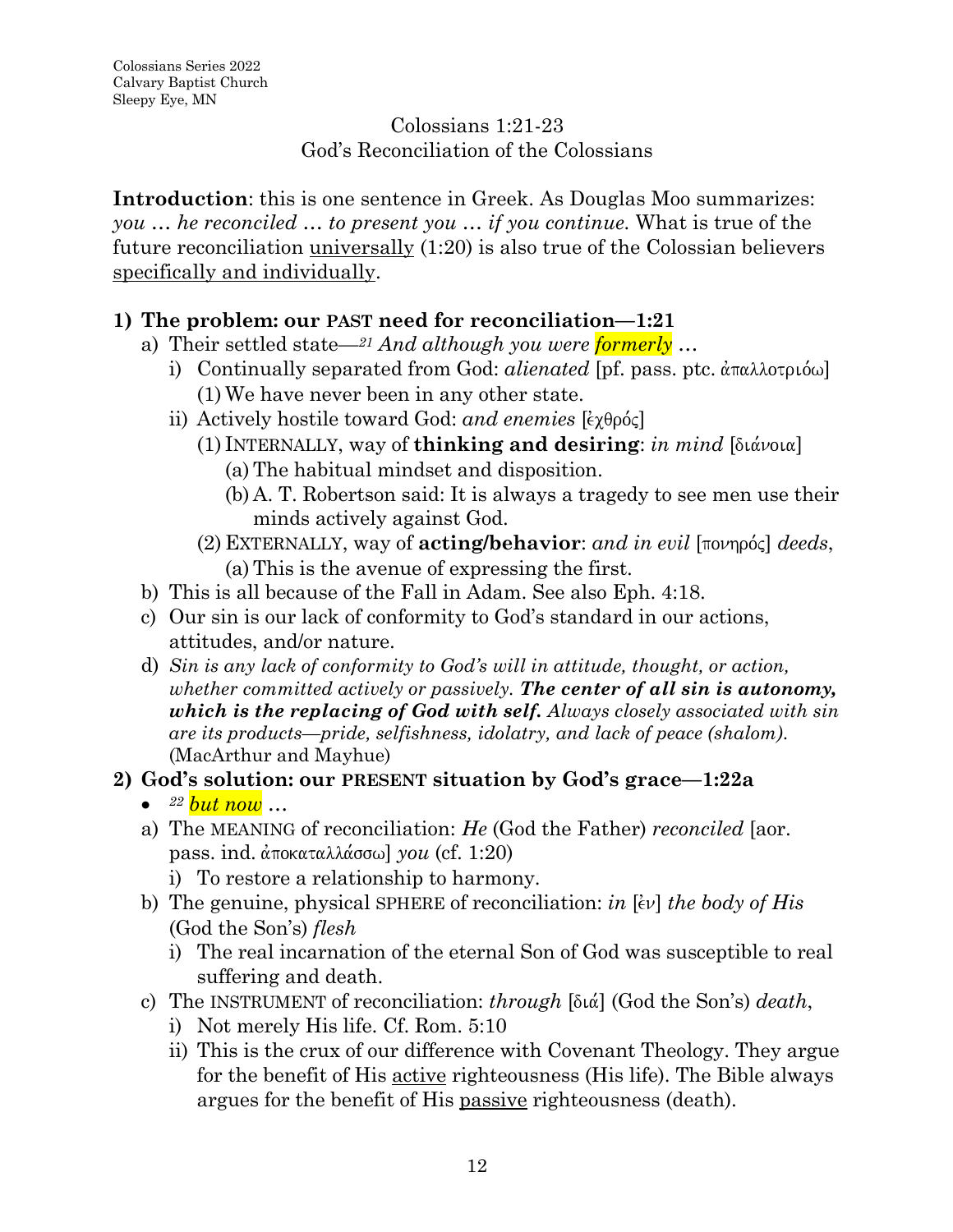Colossians Series 2022
Calvary Baptist Church
Sleepy Eye, MN

Colossians 1:21-23
God's Reconciliation of the Colossians

**Introduction**: this is one sentence in Greek. As Douglas Moo summarizes: *you … he reconciled … to present you … if you continue.* What is true of the future reconciliation universally (1:20) is also true of the Colossian believers specifically and individually.

**1) The problem: our PAST need for reconciliation—1:21**

- a) Their settled state—*21 And although you were formerly …*
  - i) Continually separated from God: *alienated* [pf. pass. ptc. ἀπαλλοτριόω]
    - (1) We have never been in any other state.
  - ii) Actively hostile toward God: *and enemies* [ἐχθρός]
    - (1) INTERNALLY, way of **thinking and desiring**: *in mind* [διάνοια]
      - (a) The habitual mindset and disposition.
      - (b) A. T. Robertson said: It is always a tragedy to see men use their minds actively against God.
    - (2) EXTERNALLY, way of **acting/behavior**: *and in evil* [πονηρός] *deeds*,
      - (a) This is the avenue of expressing the first.
- b) This is all because of the Fall in Adam. See also Eph. 4:18.
- c) Our sin is our lack of conformity to God's standard in our actions, attitudes, and/or nature.
- d) *Sin is any lack of conformity to God's will in attitude, thought, or action, whether committed actively or passively.* ***The center of all sin is autonomy, which is the replacing of God with self.*** *Always closely associated with sin are its products—pride, selfishness, idolatry, and lack of peace (shalom).* (MacArthur and Mayhue)

**2) God's solution: our PRESENT situation by God's grace—1:22a**

- *22 but now …*
- a) The MEANING of reconciliation: *He* (God the Father) *reconciled* [aor. pass. ind. ἀποκαταλλάσσω] *you* (cf. 1:20)
  - i) To restore a relationship to harmony.
- b) The genuine, physical SPHERE of reconciliation: *in* [ἐν] *the body of His* (God the Son's) *flesh*
  - i) The real incarnation of the eternal Son of God was susceptible to real suffering and death.
- c) The INSTRUMENT of reconciliation: *through* [διά] (God the Son's) *death*,
  - i) Not merely His life. Cf. Rom. 5:10
  - ii) This is the crux of our difference with Covenant Theology. They argue for the benefit of His active righteousness (His life). The Bible always argues for the benefit of His passive righteousness (death).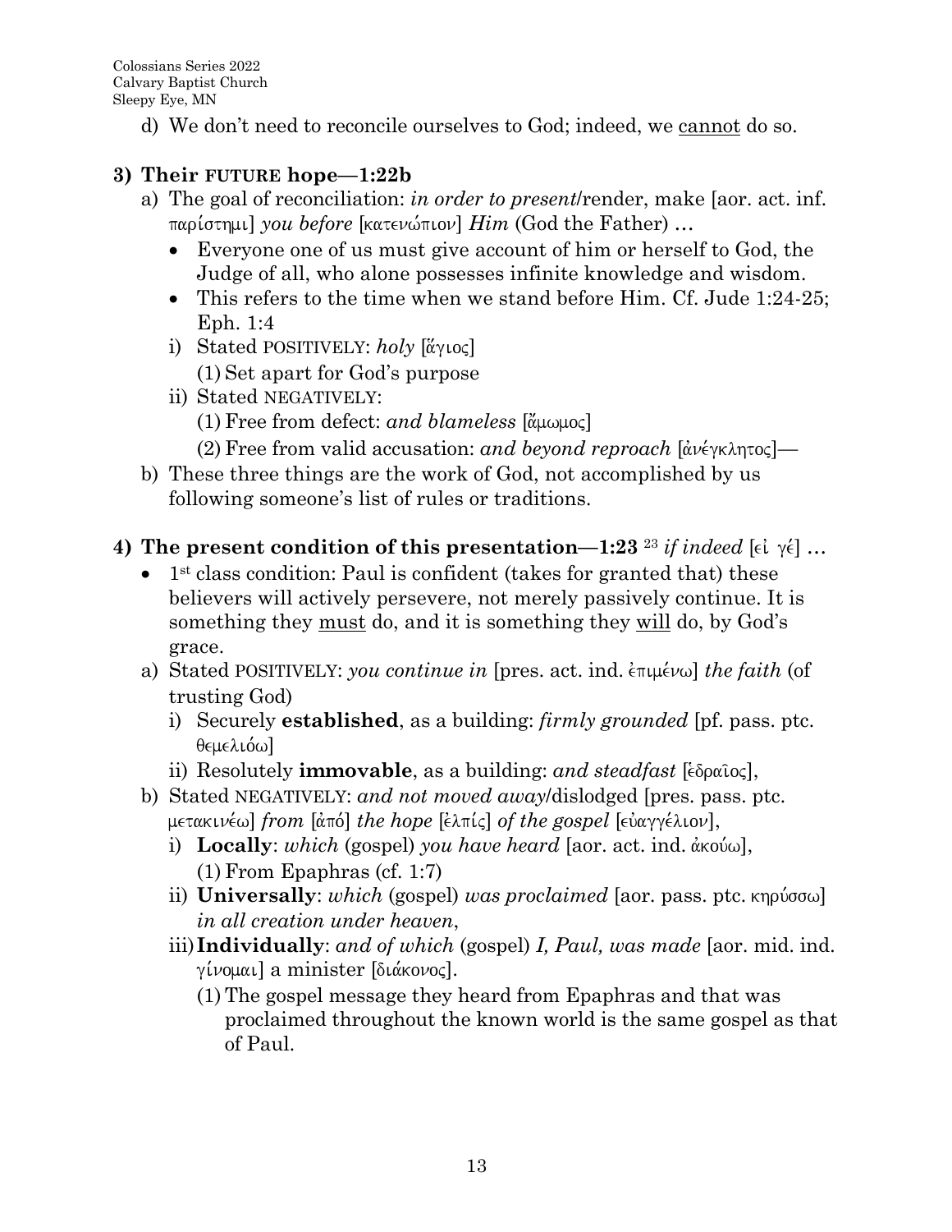d) We don't need to reconcile ourselves to God; indeed, we <u>cannot</u> do so.

**3) Their FUTURE hope—1:22b**

a) The goal of reconciliation: *in order to present*/render, make [aor. act. inf. παρίστημι] *you before* [κατενώπιον] *Him* (God the Father) …
   - Everyone one of us must give account of him or herself to God, the Judge of all, who alone possesses infinite knowledge and wisdom.
   - This refers to the time when we stand before Him. Cf. Jude 1:24-25; Eph. 1:4

   i) Stated POSITIVELY: *holy* [ἅγιος]
      (1) Set apart for God's purpose

   ii) Stated NEGATIVELY:
      (1) Free from defect: *and blameless* [ἄμωμος]
      (2) Free from valid accusation: *and beyond reproach* [ἀνέγκλητος]—

b) These three things are the work of God, not accomplished by us following someone's list of rules or traditions.

**4) The present condition of this presentation—1:23** [23] *if indeed* [εἰ γέ] …

- 1st class condition: Paul is confident (takes for granted that) these believers will actively persevere, not merely passively continue. It is something they <u>must</u> do, and it is something they <u>will</u> do, by God's grace.

a) Stated POSITIVELY: *you continue in* [pres. act. ind. ἐπιμένω] *the faith* (of trusting God)
   i) Securely **established**, as a building: *firmly grounded* [pf. pass. ptc. θεμελιόω]
   ii) Resolutely **immovable**, as a building: *and steadfast* [ἑδραῖος],

b) Stated NEGATIVELY: *and not moved away*/dislodged [pres. pass. ptc. μετακινέω] *from* [ἀπό] *the hope* [ἐλπίς] *of the gospel* [εὐαγγέλιον],
   i) **Locally**: *which* (gospel) *you have heard* [aor. act. ind. ἀκούω],
      (1) From Epaphras (cf. 1:7)
   ii) **Universally**: *which* (gospel) *was proclaimed* [aor. pass. ptc. κηρύσσω] *in all creation under heaven*,
   iii) **Individually**: *and of which* (gospel) *I, Paul, was made* [aor. mid. ind. γίνομαι] a minister [διάκονος].
      (1) The gospel message they heard from Epaphras and that was proclaimed throughout the known world is the same gospel as that of Paul.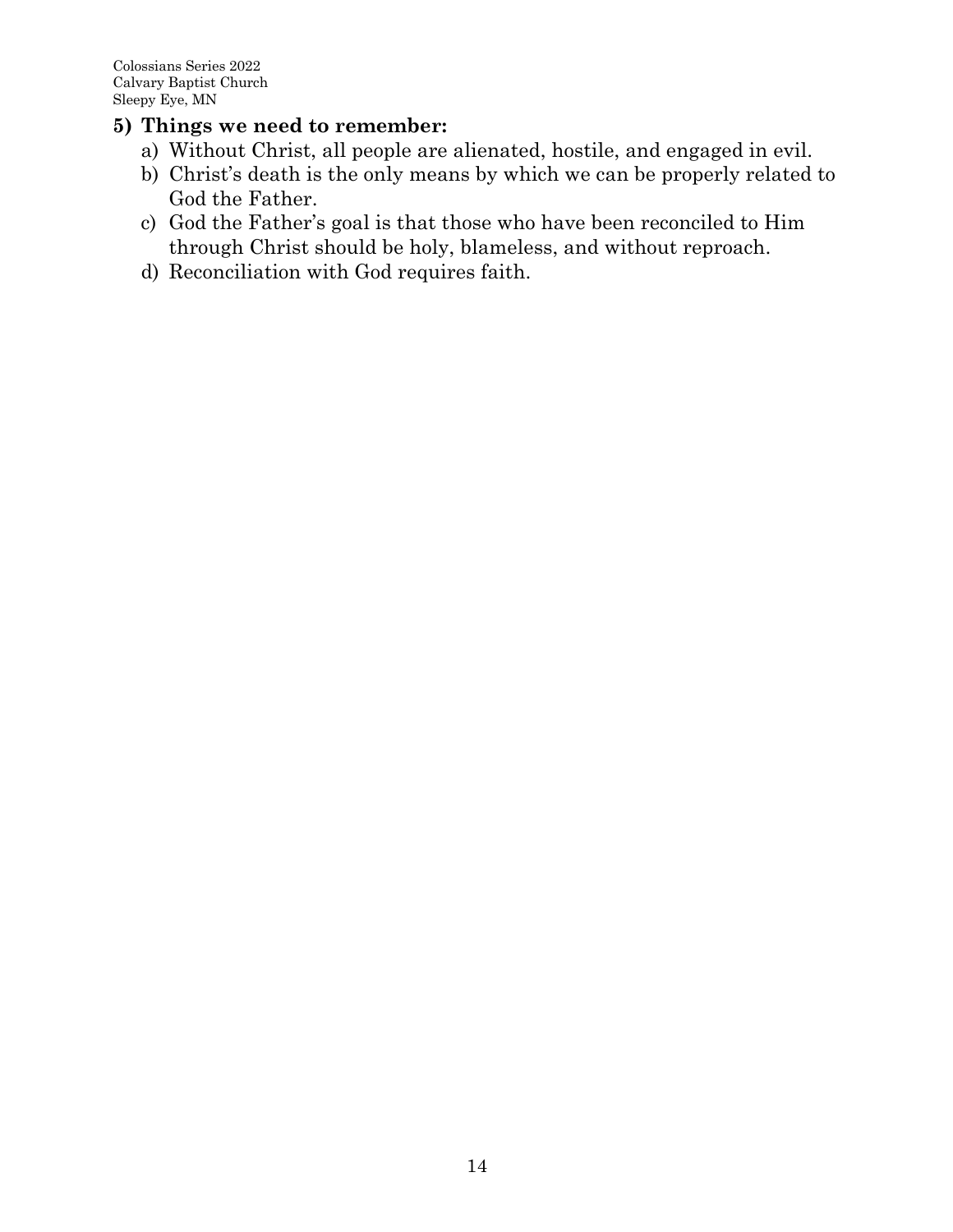**5) Things we need to remember:**

a) Without Christ, all people are alienated, hostile, and engaged in evil.
b) Christ's death is the only means by which we can be properly related to God the Father.
c) God the Father's goal is that those who have been reconciled to Him through Christ should be holy, blameless, and without reproach.
d) Reconciliation with God requires faith.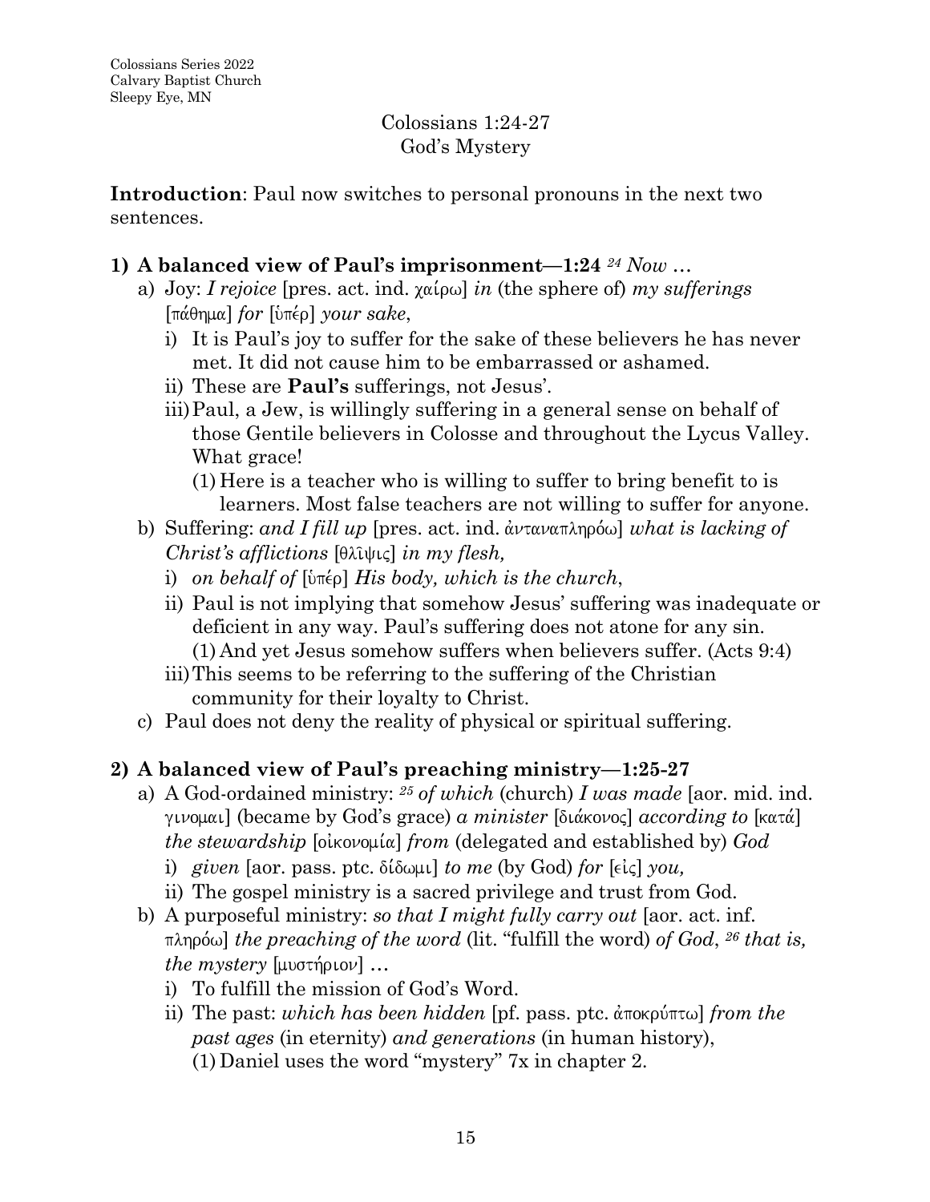Colossians Series 2022
Calvary Baptist Church
Sleepy Eye, MN

Colossians 1:24-27
God's Mystery

**Introduction**: Paul now switches to personal pronouns in the next two sentences.

**1) A balanced view of Paul's imprisonment—1:24** *24 Now …*

a) Joy: *I rejoice* [pres. act. ind. χαίρω] *in* (the sphere of) *my sufferings* [πάθημα] *for* [ὑπέρ] *your sake*,
   i) It is Paul's joy to suffer for the sake of these believers he has never met. It did not cause him to be embarrassed or ashamed.
   ii) These are **Paul's** sufferings, not Jesus'.
   iii) Paul, a Jew, is willingly suffering in a general sense on behalf of those Gentile believers in Colosse and throughout the Lycus Valley. What grace!
      (1) Here is a teacher who is willing to suffer to bring benefit to is learners. Most false teachers are not willing to suffer for anyone.

b) Suffering: *and I fill up* [pres. act. ind. ἀνταναπληρόω] *what is lacking of Christ's afflictions* [θλῖψις] *in my flesh,*
   i) *on behalf of* [ὑπέρ] *His body, which is the church*,
   ii) Paul is not implying that somehow Jesus' suffering was inadequate or deficient in any way. Paul's suffering does not atone for any sin.
      (1) And yet Jesus somehow suffers when believers suffer. (Acts 9:4)
   iii) This seems to be referring to the suffering of the Christian community for their loyalty to Christ.

c) Paul does not deny the reality of physical or spiritual suffering.

**2) A balanced view of Paul's preaching ministry—1:25-27**

a) A God-ordained ministry: *25 of which* (church) *I was made* [aor. mid. ind. γινομαι] (became by God's grace) *a minister* [διάκονος] *according to* [κατά] *the stewardship* [οἰκονομία] *from* (delegated and established by) *God*
   i) *given* [aor. pass. ptc. δίδωμι] *to me* (by God) *for* [εἰς] *you,*
   ii) The gospel ministry is a sacred privilege and trust from God.

b) A purposeful ministry: *so that I might fully carry out* [aor. act. inf. πληρόω] *the preaching of the word* (lit. "fulfill the word) *of God*, *26 that is, the mystery* [μυστήριον] …
   i) To fulfill the mission of God's Word.
   ii) The past: *which has been hidden* [pf. pass. ptc. ἀποκρύπτω] *from the past ages* (in eternity) *and generations* (in human history),
      (1) Daniel uses the word "mystery" 7x in chapter 2.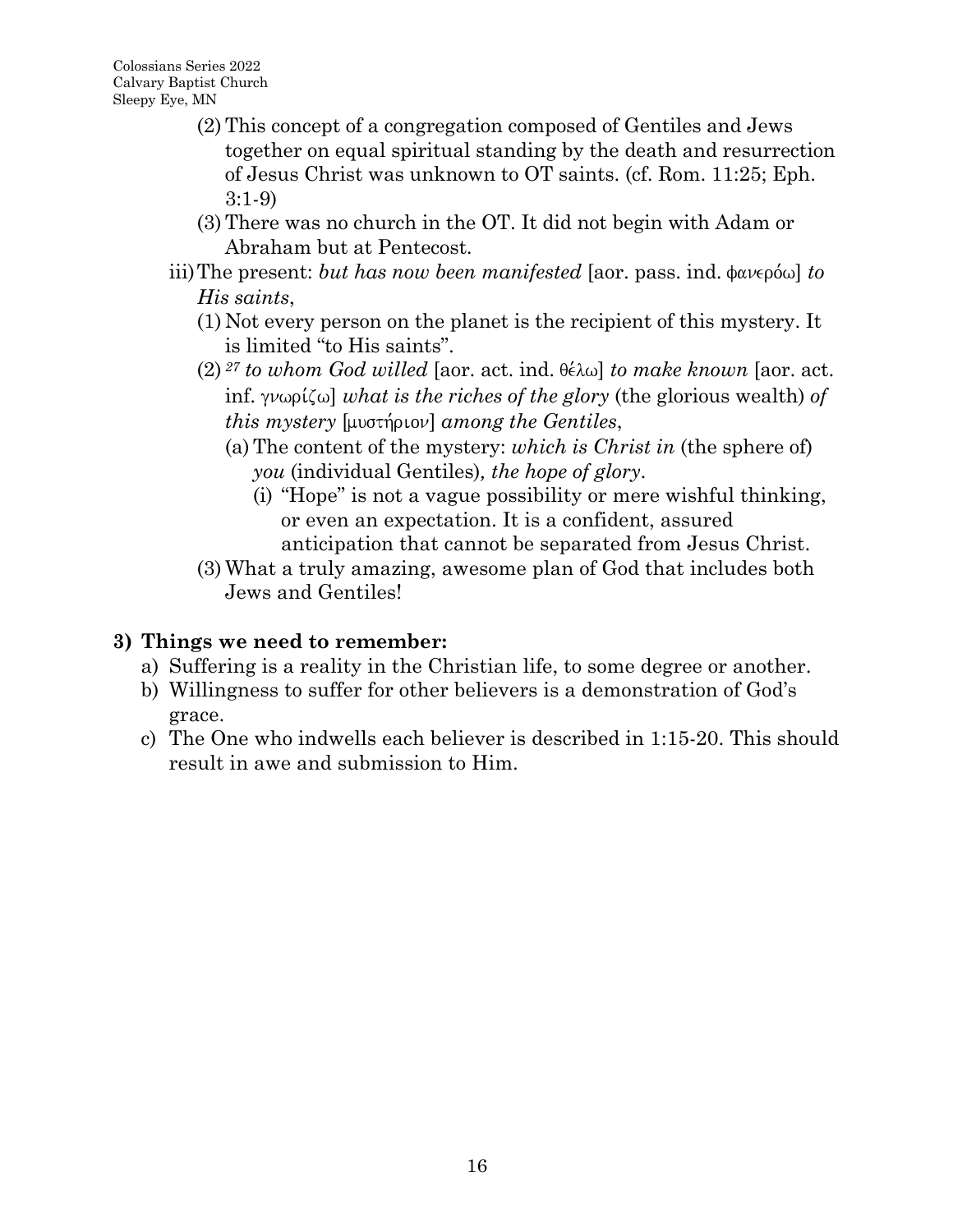(2) This concept of a congregation composed of Gentiles and Jews together on equal spiritual standing by the death and resurrection of Jesus Christ was unknown to OT saints. (cf. Rom. 11:25; Eph. 3:1-9)

(3) There was no church in the OT. It did not begin with Adam or Abraham but at Pentecost.

iii) The present: *but has now been manifested* [aor. pass. ind. φανερόω] *to His saints*,

(1) Not every person on the planet is the recipient of this mystery. It is limited "to His saints".

(2) [27] *to whom God willed* [aor. act. ind. θέλω] *to make known* [aor. act. inf. γνωρίζω] *what is the riches of the glory* (the glorious wealth) *of this mystery* [μυστήριον] *among the Gentiles*,

(a) The content of the mystery: *which is Christ in* (the sphere of) *you* (individual Gentiles)*, the hope of glory*.

(i) "Hope" is not a vague possibility or mere wishful thinking, or even an expectation. It is a confident, assured anticipation that cannot be separated from Jesus Christ.

(3) What a truly amazing, awesome plan of God that includes both Jews and Gentiles!

## 3) Things we need to remember:

a) Suffering is a reality in the Christian life, to some degree or another.

b) Willingness to suffer for other believers is a demonstration of God's grace.

c) The One who indwells each believer is described in 1:15-20. This should result in awe and submission to Him.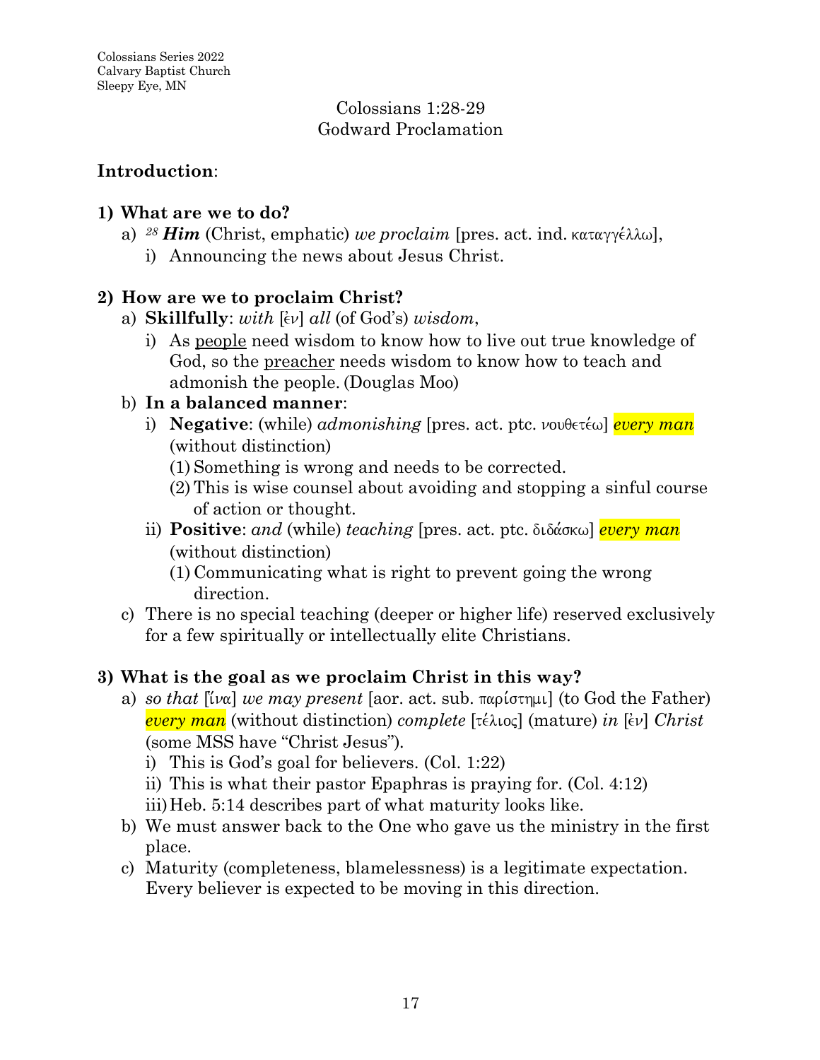Colossians Series 2022
Calvary Baptist Church
Sleepy Eye, MN

# Colossians 1:28-29
## Godward Proclamation

**Introduction**:

**1) What are we to do?**

a) [28] ***Him*** (Christ, emphatic) *we proclaim* [pres. act. ind. καταγγέλλω],

  i) Announcing the news about Jesus Christ.

**2) How are we to proclaim Christ?**

a) **Skillfully**: *with* [ἐν] *all* (of God's) *wisdom*,

  i) As <u>people</u> need wisdom to know how to live out true knowledge of God, so the <u>preacher</u> needs wisdom to know how to teach and admonish the people. (Douglas Moo)

b) **In a balanced manner**:

  i) **Negative**: (while) *admonishing* [pres. act. ptc. νουθετέω] *every man* (without distinction)

    (1) Something is wrong and needs to be corrected.

    (2) This is wise counsel about avoiding and stopping a sinful course of action or thought.

  ii) **Positive**: *and* (while) *teaching* [pres. act. ptc. διδάσκω] *every man* (without distinction)

    (1) Communicating what is right to prevent going the wrong direction.

c) There is no special teaching (deeper or higher life) reserved exclusively for a few spiritually or intellectually elite Christians.

**3) What is the goal as we proclaim Christ in this way?**

a) *so that* [ἵνα] *we may present* [aor. act. sub. παρίστημι] (to God the Father) *every man* (without distinction) *complete* [τέλιος] (mature) *in* [ἐν] *Christ* (some MSS have "Christ Jesus").

  i) This is God's goal for believers. (Col. 1:22)

  ii) This is what their pastor Epaphras is praying for. (Col. 4:12)

  iii) Heb. 5:14 describes part of what maturity looks like.

b) We must answer back to the One who gave us the ministry in the first place.

c) Maturity (completeness, blamelessness) is a legitimate expectation. Every believer is expected to be moving in this direction.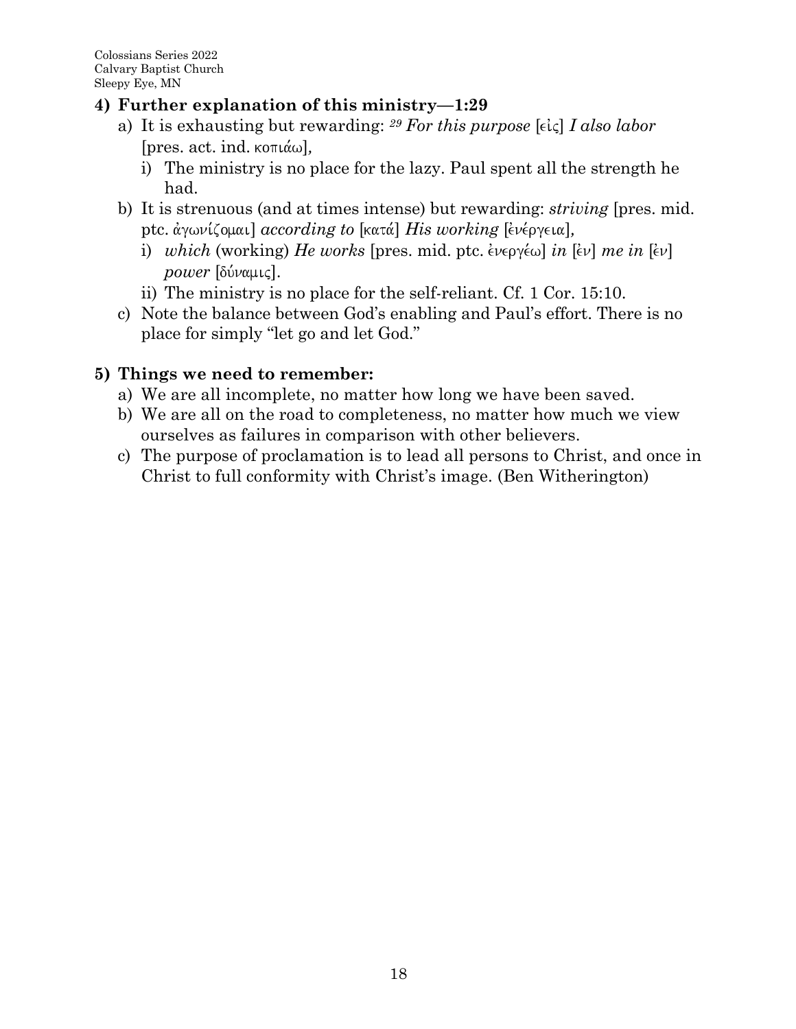## 4) Further explanation of this ministry—1:29

a) It is exhausting but rewarding: [29] *For this purpose* [εἰς] *I also labor* [pres. act. ind. κοπιάω],
   i) The ministry is no place for the lazy. Paul spent all the strength he had.
b) It is strenuous (and at times intense) but rewarding: *striving* [pres. mid. ptc. ἀγωνίζομαι] *according to* [κατά] *His working* [ἐνέργεια],
   i) *which* (working) *He works* [pres. mid. ptc. ἐνεργέω] *in* [ἐν] *me in* [ἐν] *power* [δύναμις].
   ii) The ministry is no place for the self-reliant. Cf. 1 Cor. 15:10.
c) Note the balance between God's enabling and Paul's effort. There is no place for simply "let go and let God."

## 5) Things we need to remember:

a) We are all incomplete, no matter how long we have been saved.
b) We are all on the road to completeness, no matter how much we view ourselves as failures in comparison with other believers.
c) The purpose of proclamation is to lead all persons to Christ, and once in Christ to full conformity with Christ's image. (Ben Witherington)